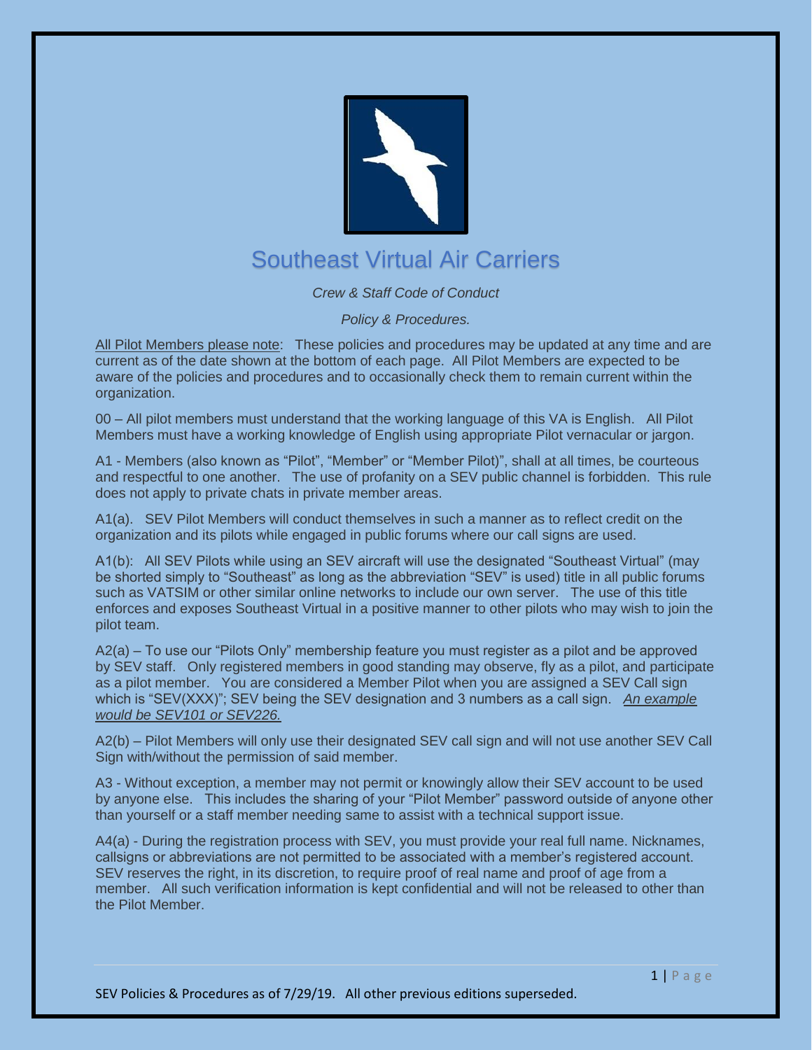# Southeast Virtual Air Carriers

*Crew & Staff Code of Conduct*

*Policy & Procedures.*

All Pilot Members please note: These policies and procedures may be updated at any time and are current as of the date shown at the bottom of each page. All Pilot Members are expected to be aware of the policies and procedures and to occasionally check them to remain current within the organization.

00 – All pilot members must understand that the working language of this VA is English. All Pilot Members must have a working knowledge of English using appropriate Pilot vernacular or jargon.

A1 - Members (also known as "Pilot", "Member" or "Member Pilot)", shall at all times, be courteous and respectful to one another. The use of profanity on a SEV public channel is forbidden. This rule does not apply to private chats in private member areas.

A1(a). SEV Pilot Members will conduct themselves in such a manner as to reflect credit on the organization and its pilots while engaged in public forums where our call signs are used.

A1(b): All SEV Pilots while using an SEV aircraft will use the designated "Southeast Virtual" (may be shorted simply to "Southeast" as long as the abbreviation "SEV" is used) title in all public forums such as VATSIM or other similar online networks to include our own server. The use of this title enforces and exposes Southeast Virtual in a positive manner to other pilots who may wish to join the pilot team.

A2(a) – To use our "Pilots Only" membership feature you must register as a pilot and be approved by SEV staff. Only registered members in good standing may observe, fly as a pilot, and participate as a pilot member. You are considered a Member Pilot when you are assigned a SEV Call sign which is "SEV(XXX)"; SEV being the SEV designation and 3 numbers as a call sign. *An example would be SEV101 or SEV226.*

A2(b) – Pilot Members will only use their designated SEV call sign and will not use another SEV Call Sign with/without the permission of said member.

A3 - Without exception, a member may not permit or knowingly allow their SEV account to be used by anyone else. This includes the sharing of your "Pilot Member" password outside of anyone other than yourself or a staff member needing same to assist with a technical support issue.

A4(a) - During the registration process with SEV, you must provide your real full name. Nicknames, callsigns or abbreviations are not permitted to be associated with a member's registered account. SEV reserves the right, in its discretion, to require proof of real name and proof of age from a member. All such verification information is kept confidential and will not be released to other than the Pilot Member.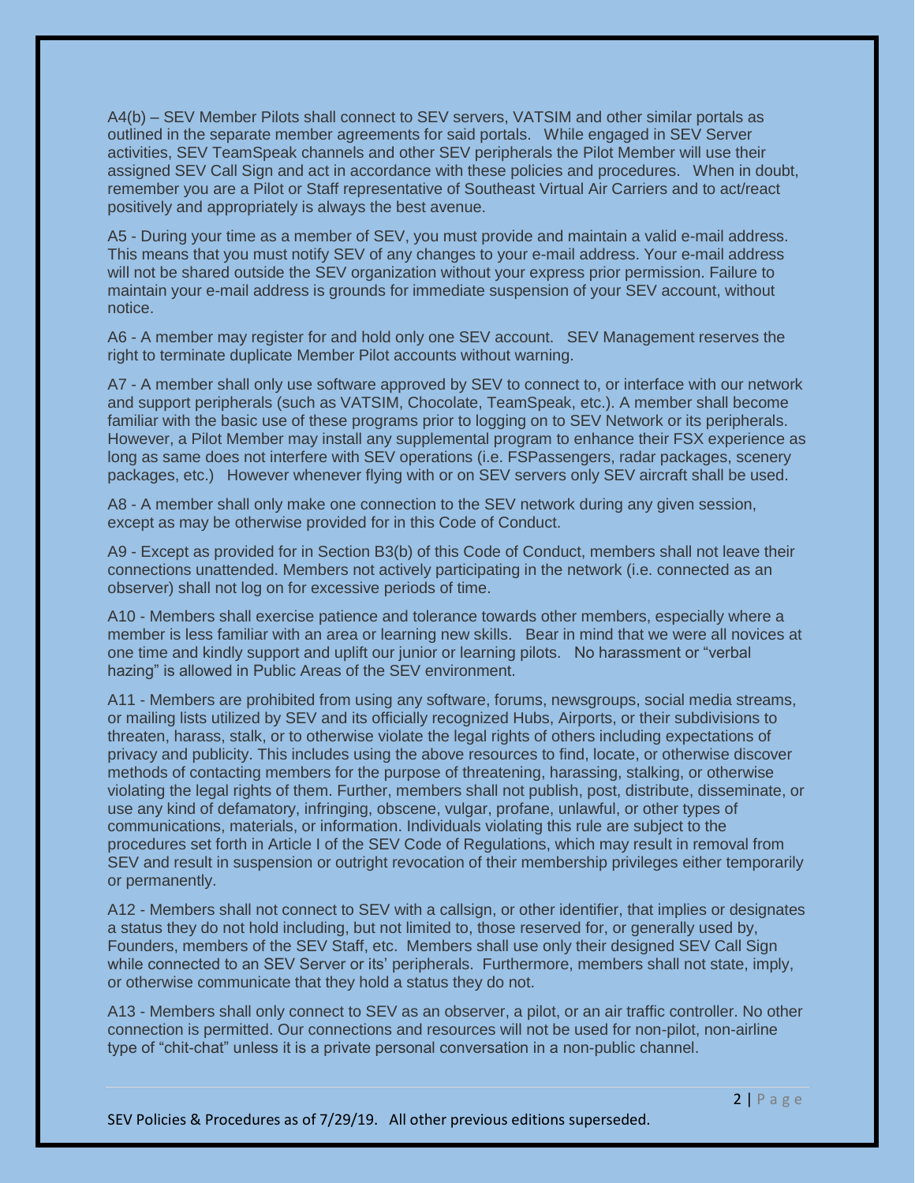A4(b) – SEV Member Pilots shall connect to SEV servers, VATSIM and other similar portals as outlined in the separate member agreements for said portals. While engaged in SEV Server activities, SEV TeamSpeak channels and other SEV peripherals the Pilot Member will use their assigned SEV Call Sign and act in accordance with these policies and procedures. When in doubt, remember you are a Pilot or Staff representative of Southeast Virtual Air Carriers and to act/react positively and appropriately is always the best avenue.

A5 - During your time as a member of SEV, you must provide and maintain a valid e-mail address. This means that you must notify SEV of any changes to your e-mail address. Your e-mail address will not be shared outside the SEV organization without your express prior permission. Failure to maintain your e-mail address is grounds for immediate suspension of your SEV account, without notice.

A6 - A member may register for and hold only one SEV account. SEV Management reserves the right to terminate duplicate Member Pilot accounts without warning.

A7 - A member shall only use software approved by SEV to connect to, or interface with our network and support peripherals (such as VATSIM, Chocolate, TeamSpeak, etc.). A member shall become familiar with the basic use of these programs prior to logging on to SEV Network or its peripherals. However, a Pilot Member may install any supplemental program to enhance their FSX experience as long as same does not interfere with SEV operations (i.e. FSPassengers, radar packages, scenery packages, etc.) However whenever flying with or on SEV servers only SEV aircraft shall be used.

A8 - A member shall only make one connection to the SEV network during any given session, except as may be otherwise provided for in this Code of Conduct.

A9 - Except as provided for in Section B3(b) of this Code of Conduct, members shall not leave their connections unattended. Members not actively participating in the network (i.e. connected as an observer) shall not log on for excessive periods of time.

A10 - Members shall exercise patience and tolerance towards other members, especially where a member is less familiar with an area or learning new skills. Bear in mind that we were all novices at one time and kindly support and uplift our junior or learning pilots. No harassment or "verbal hazing" is allowed in Public Areas of the SEV environment.

A11 - Members are prohibited from using any software, forums, newsgroups, social media streams, or mailing lists utilized by SEV and its officially recognized Hubs, Airports, or their subdivisions to threaten, harass, stalk, or to otherwise violate the legal rights of others including expectations of privacy and publicity. This includes using the above resources to find, locate, or otherwise discover methods of contacting members for the purpose of threatening, harassing, stalking, or otherwise violating the legal rights of them. Further, members shall not publish, post, distribute, disseminate, or use any kind of defamatory, infringing, obscene, vulgar, profane, unlawful, or other types of communications, materials, or information. Individuals violating this rule are subject to the procedures set forth in Article I of the SEV Code of Regulations, which may result in removal from SEV and result in suspension or outright revocation of their membership privileges either temporarily or permanently.

A12 - Members shall not connect to SEV with a callsign, or other identifier, that implies or designates a status they do not hold including, but not limited to, those reserved for, or generally used by, Founders, members of the SEV Staff, etc. Members shall use only their designed SEV Call Sign while connected to an SEV Server or its' peripherals. Furthermore, members shall not state, imply, or otherwise communicate that they hold a status they do not.

A13 - Members shall only connect to SEV as an observer, a pilot, or an air traffic controller. No other connection is permitted. Our connections and resources will not be used for non-pilot, non-airline type of "chit-chat" unless it is a private personal conversation in a non-public channel.

SEV Policies & Procedures as of 7/29/19. All other previous editions superseded.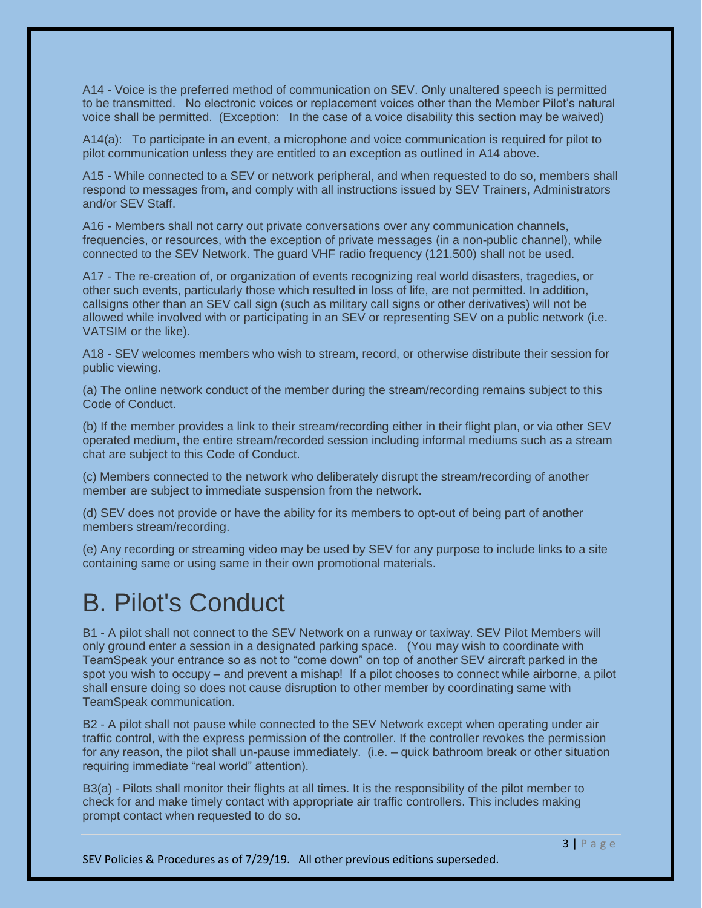A14 - Voice is the preferred method of communication on SEV. Only unaltered speech is permitted to be transmitted. No electronic voices or replacement voices other than the Member Pilot's natural voice shall be permitted. (Exception: In the case of a voice disability this section may be waived)

A14(a): To participate in an event, a microphone and voice communication is required for pilot to pilot communication unless they are entitled to an exception as outlined in A14 above.

A15 - While connected to a SEV or network peripheral, and when requested to do so, members shall respond to messages from, and comply with all instructions issued by SEV Trainers, Administrators and/or SEV Staff.

A16 - Members shall not carry out private conversations over any communication channels, frequencies, or resources, with the exception of private messages (in a non-public channel), while connected to the SEV Network. The guard VHF radio frequency (121.500) shall not be used.

A17 - The re-creation of, or organization of events recognizing real world disasters, tragedies, or other such events, particularly those which resulted in loss of life, are not permitted. In addition, callsigns other than an SEV call sign (such as military call signs or other derivatives) will not be allowed while involved with or participating in an SEV or representing SEV on a public network (i.e. VATSIM or the like).

A18 - SEV welcomes members who wish to stream, record, or otherwise distribute their session for public viewing.

(a) The online network conduct of the member during the stream/recording remains subject to this Code of Conduct.

(b) If the member provides a link to their stream/recording either in their flight plan, or via other SEV operated medium, the entire stream/recorded session including informal mediums such as a stream chat are subject to this Code of Conduct.

(c) Members connected to the network who deliberately disrupt the stream/recording of another member are subject to immediate suspension from the network.

(d) SEV does not provide or have the ability for its members to opt-out of being part of another members stream/recording.

(e) Any recording or streaming video may be used by SEV for any purpose to include links to a site containing same or using same in their own promotional materials.

# B. Pilot's Conduct

B1 - A pilot shall not connect to the SEV Network on a runway or taxiway. SEV Pilot Members will only ground enter a session in a designated parking space. (You may wish to coordinate with TeamSpeak your entrance so as not to "come down" on top of another SEV aircraft parked in the spot you wish to occupy – and prevent a mishap! If a pilot chooses to connect while airborne, a pilot shall ensure doing so does not cause disruption to other member by coordinating same with TeamSpeak communication.

B2 - A pilot shall not pause while connected to the SEV Network except when operating under air traffic control, with the express permission of the controller. If the controller revokes the permission for any reason, the pilot shall un-pause immediately. (i.e. – quick bathroom break or other situation requiring immediate "real world" attention).

B3(a) - Pilots shall monitor their flights at all times. It is the responsibility of the pilot member to check for and make timely contact with appropriate air traffic controllers. This includes making prompt contact when requested to do so.

SEV Policies & Procedures as of 7/29/19. All other previous editions superseded.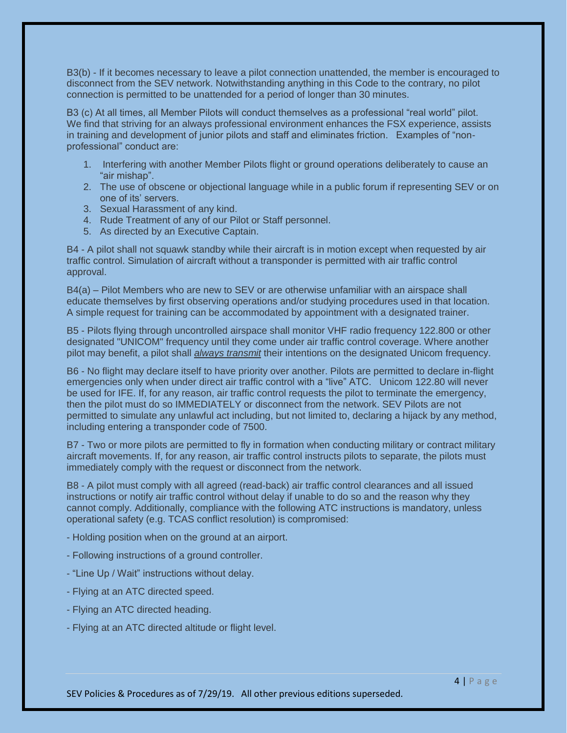B3(b) - If it becomes necessary to leave a pilot connection unattended, the member is encouraged to disconnect from the SEV network. Notwithstanding anything in this Code to the contrary, no pilot connection is permitted to be unattended for a period of longer than 30 minutes.

B3 (c) At all times, all Member Pilots will conduct themselves as a professional "real world" pilot. We find that striving for an always professional environment enhances the FSX experience, assists in training and development of junior pilots and staff and eliminates friction. Examples of "non-professional" conduct are:

1. Interfering with another Member Pilots flight or ground operations deliberately to cause an "air mishap".
2. The use of obscene or objectional language while in a public forum if representing SEV or on one of its' servers.
3. Sexual Harassment of any kind.
4. Rude Treatment of any of our Pilot or Staff personnel.
5. As directed by an Executive Captain.

B4 - A pilot shall not squawk standby while their aircraft is in motion except when requested by air traffic control. Simulation of aircraft without a transponder is permitted with air traffic control approval.

B4(a) – Pilot Members who are new to SEV or are otherwise unfamiliar with an airspace shall educate themselves by first observing operations and/or studying procedures used in that location. A simple request for training can be accommodated by appointment with a designated trainer.

B5 - Pilots flying through uncontrolled airspace shall monitor VHF radio frequency 122.800 or other designated "UNICOM" frequency until they come under air traffic control coverage. Where another pilot may benefit, a pilot shall *always transmit* their intentions on the designated Unicom frequency.

B6 - No flight may declare itself to have priority over another. Pilots are permitted to declare in-flight emergencies only when under direct air traffic control with a "live" ATC. Unicom 122.80 will never be used for IFE. If, for any reason, air traffic control requests the pilot to terminate the emergency, then the pilot must do so IMMEDIATELY or disconnect from the network. SEV Pilots are not permitted to simulate any unlawful act including, but not limited to, declaring a hijack by any method, including entering a transponder code of 7500.

B7 - Two or more pilots are permitted to fly in formation when conducting military or contract military aircraft movements. If, for any reason, air traffic control instructs pilots to separate, the pilots must immediately comply with the request or disconnect from the network.

B8 - A pilot must comply with all agreed (read-back) air traffic control clearances and all issued instructions or notify air traffic control without delay if unable to do so and the reason why they cannot comply. Additionally, compliance with the following ATC instructions is mandatory, unless operational safety (e.g. TCAS conflict resolution) is compromised:

- Holding position when on the ground at an airport.
- Following instructions of a ground controller.
- "Line Up / Wait" instructions without delay.
- Flying at an ATC directed speed.
- Flying an ATC directed heading.
- Flying at an ATC directed altitude or flight level.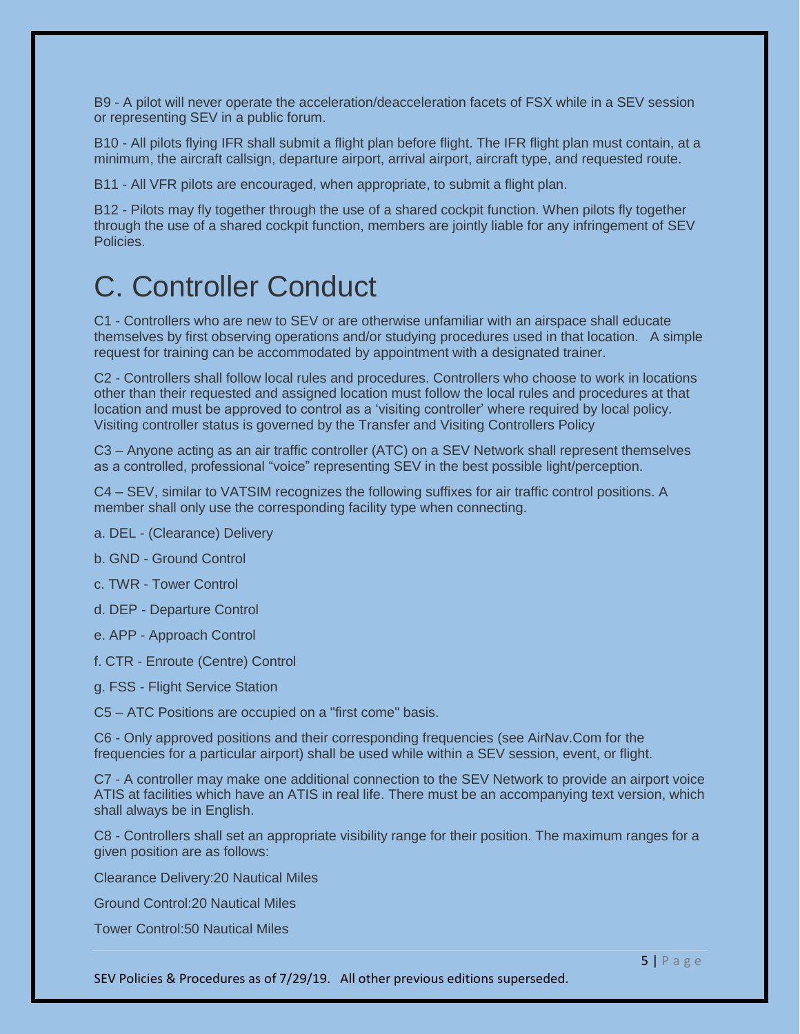B9 - A pilot will never operate the acceleration/deacceleration facets of FSX while in a SEV session or representing SEV in a public forum.

B10 - All pilots flying IFR shall submit a flight plan before flight. The IFR flight plan must contain, at a minimum, the aircraft callsign, departure airport, arrival airport, aircraft type, and requested route.

B11 - All VFR pilots are encouraged, when appropriate, to submit a flight plan.

B12 - Pilots may fly together through the use of a shared cockpit function. When pilots fly together through the use of a shared cockpit function, members are jointly liable for any infringement of SEV Policies.

# C. Controller Conduct

C1 - Controllers who are new to SEV or are otherwise unfamiliar with an airspace shall educate themselves by first observing operations and/or studying procedures used in that location. A simple request for training can be accommodated by appointment with a designated trainer.

C2 - Controllers shall follow local rules and procedures. Controllers who choose to work in locations other than their requested and assigned location must follow the local rules and procedures at that location and must be approved to control as a 'visiting controller' where required by local policy. Visiting controller status is governed by the Transfer and Visiting Controllers Policy

C3 – Anyone acting as an air traffic controller (ATC) on a SEV Network shall represent themselves as a controlled, professional "voice" representing SEV in the best possible light/perception.

C4 – SEV, similar to VATSIM recognizes the following suffixes for air traffic control positions. A member shall only use the corresponding facility type when connecting.

a. DEL - (Clearance) Delivery

b. GND - Ground Control

c. TWR - Tower Control

d. DEP - Departure Control

e. APP - Approach Control

f. CTR - Enroute (Centre) Control

g. FSS - Flight Service Station

C5 – ATC Positions are occupied on a "first come" basis.

C6 - Only approved positions and their corresponding frequencies (see AirNav.Com for the frequencies for a particular airport) shall be used while within a SEV session, event, or flight.

C7 - A controller may make one additional connection to the SEV Network to provide an airport voice ATIS at facilities which have an ATIS in real life. There must be an accompanying text version, which shall always be in English.

C8 - Controllers shall set an appropriate visibility range for their position. The maximum ranges for a given position are as follows:

Clearance Delivery:20 Nautical Miles

Ground Control:20 Nautical Miles

Tower Control:50 Nautical Miles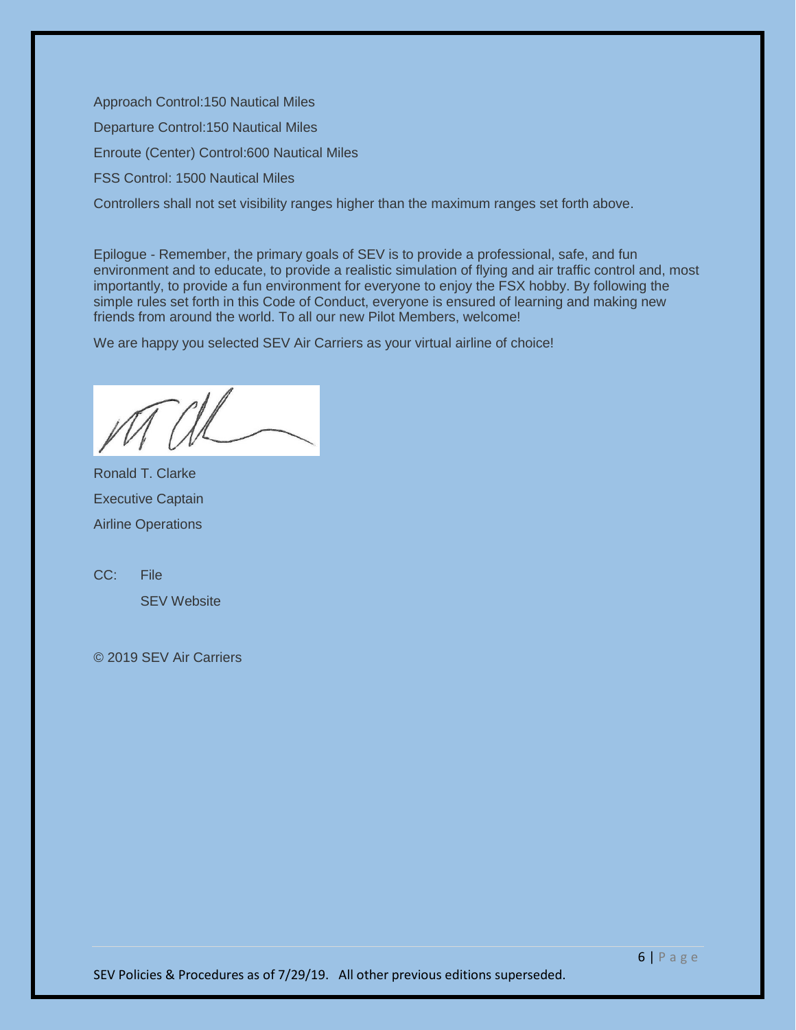Approach Control:150 Nautical Miles

Departure Control:150 Nautical Miles

Enroute (Center) Control:600 Nautical Miles

FSS Control: 1500 Nautical Miles

Controllers shall not set visibility ranges higher than the maximum ranges set forth above.

Epilogue - Remember, the primary goals of SEV is to provide a professional, safe, and fun environment and to educate, to provide a realistic simulation of flying and air traffic control and, most importantly, to provide a fun environment for everyone to enjoy the FSX hobby. By following the simple rules set forth in this Code of Conduct, everyone is ensured of learning and making new friends from around the world. To all our new Pilot Members, welcome!

We are happy you selected SEV Air Carriers as your virtual airline of choice!

Ronald T. Clarke

Executive Captain

Airline Operations

CC: File

SEV Website

© 2019 SEV Air Carriers

SEV Policies & Procedures as of 7/29/19. All other previous editions superseded.